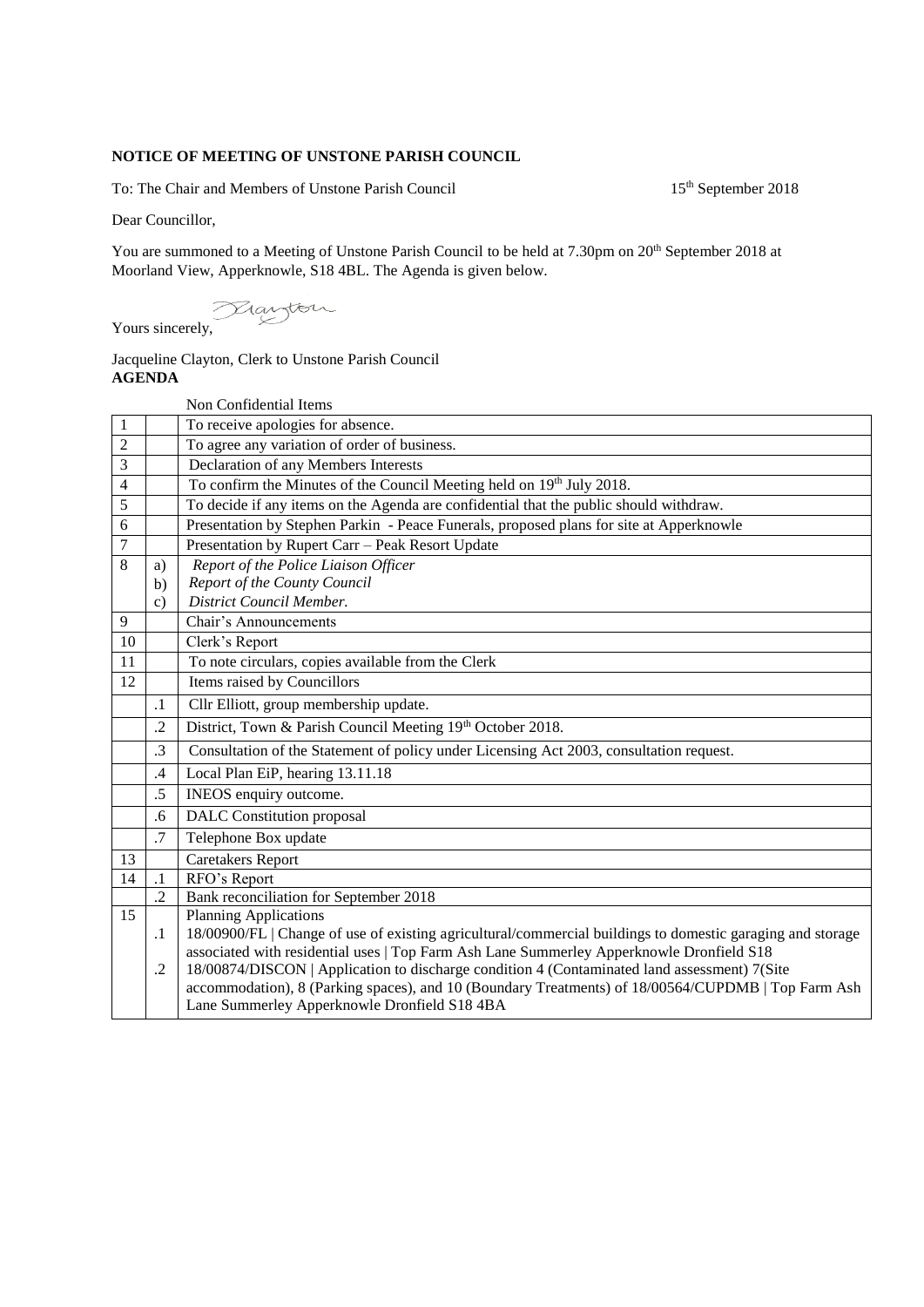**NOTICE OF MEETING OF UNSTONE PARISH COUNCIL**

To: The Chair and Members of Unstone Parish Council 15th September 2018

Dear Councillor,

You are summoned to a Meeting of Unstone Parish Council to be held at 7.30pm on 20th September 2018 at Moorland View, Apperknowle, S18 4BL. The Agenda is given below.

Yours sincerely,

Jacqueline Clayton, Clerk to Unstone Parish Council

**AGENDA**

| | | Non Confidential Items |
|---|---|---|
| 1 | | To receive apologies for absence. |
| 2 | | To agree any variation of order of business. |
| 3 | | Declaration of any Members Interests |
| 4 | | To confirm the Minutes of the Council Meeting held on 19th July 2018. |
| 5 | | To decide if any items on the Agenda are confidential that the public should withdraw. |
| 6 | | Presentation by Stephen Parkin - Peace Funerals, proposed plans for site at Apperknowle |
| 7 | | Presentation by Rupert Carr – Peak Resort Update |
| 8 | a) | *Report of the Police Liaison Officer* |
| | b) | *Report of the County Council* |
| | c) | *District Council Member.* |
| 9 | | Chair's Announcements |
| 10 | | Clerk's Report |
| 11 | | To note circulars, copies available from the Clerk |
| 12 | | Items raised by Councillors |
| | .1 | Cllr Elliott, group membership update. |
| | .2 | District, Town & Parish Council Meeting 19th October 2018. |
| | .3 | Consultation of the Statement of policy under Licensing Act 2003, consultation request. |
| | .4 | Local Plan EiP, hearing 13.11.18 |
| | .5 | INEOS enquiry outcome. |
| | .6 | DALC Constitution proposal |
| | .7 | Telephone Box update |
| 13 | | Caretakers Report |
| 14 | .1 | RFO's Report |
| | .2 | Bank reconciliation for September 2018 |
| 15 | | Planning Applications |
| | .1 | 18/00900/FL \| Change of use of existing agricultural/commercial buildings to domestic garaging and storage associated with residential uses \| Top Farm Ash Lane Summerley Apperknowle Dronfield S18 |
| | .2 | 18/00874/DISCON \| Application to discharge condition 4 (Contaminated land assessment) 7(Site accommodation), 8 (Parking spaces), and 10 (Boundary Treatments) of 18/00564/CUPDMB \| Top Farm Ash Lane Summerley Apperknowle Dronfield S18 4BA |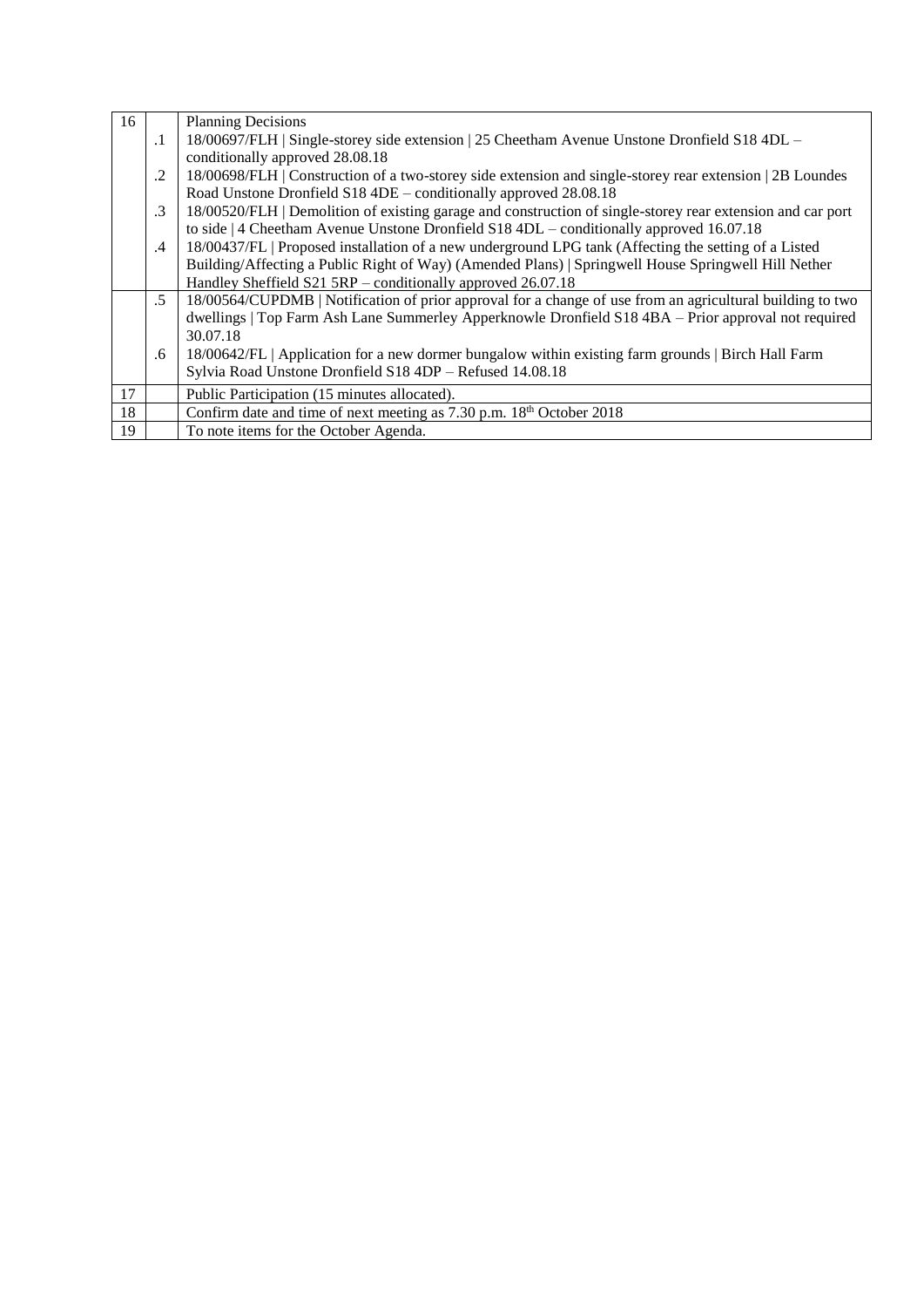| | | |
|---|---|---|
| 16 | | Planning Decisions |
| | .1 | 18/00697/FLH \| Single-storey side extension \| 25 Cheetham Avenue Unstone Dronfield S18 4DL – conditionally approved 28.08.18 |
| | .2 | 18/00698/FLH \| Construction of a two-storey side extension and single-storey rear extension \| 2B Loundes Road Unstone Dronfield S18 4DE – conditionally approved 28.08.18 |
| | .3 | 18/00520/FLH \| Demolition of existing garage and construction of single-storey rear extension and car port to side \| 4 Cheetham Avenue Unstone Dronfield S18 4DL – conditionally approved 16.07.18 |
| | .4 | 18/00437/FL \| Proposed installation of a new underground LPG tank (Affecting the setting of a Listed Building/Affecting a Public Right of Way) (Amended Plans) \| Springwell House Springwell Hill Nether Handley Sheffield S21 5RP – conditionally approved 26.07.18 |
| | .5 | 18/00564/CUPDMB \| Notification of prior approval for a change of use from an agricultural building to two dwellings \| Top Farm Ash Lane Summerley Apperknowle Dronfield S18 4BA – Prior approval not required 30.07.18 |
| | .6 | 18/00642/FL \| Application for a new dormer bungalow within existing farm grounds \| Birch Hall Farm Sylvia Road Unstone Dronfield S18 4DP – Refused 14.08.18 |
| 17 | | Public Participation (15 minutes allocated). |
| 18 | | Confirm date and time of next meeting as 7.30 p.m. 18th October 2018 |
| 19 | | To note items for the October Agenda. |